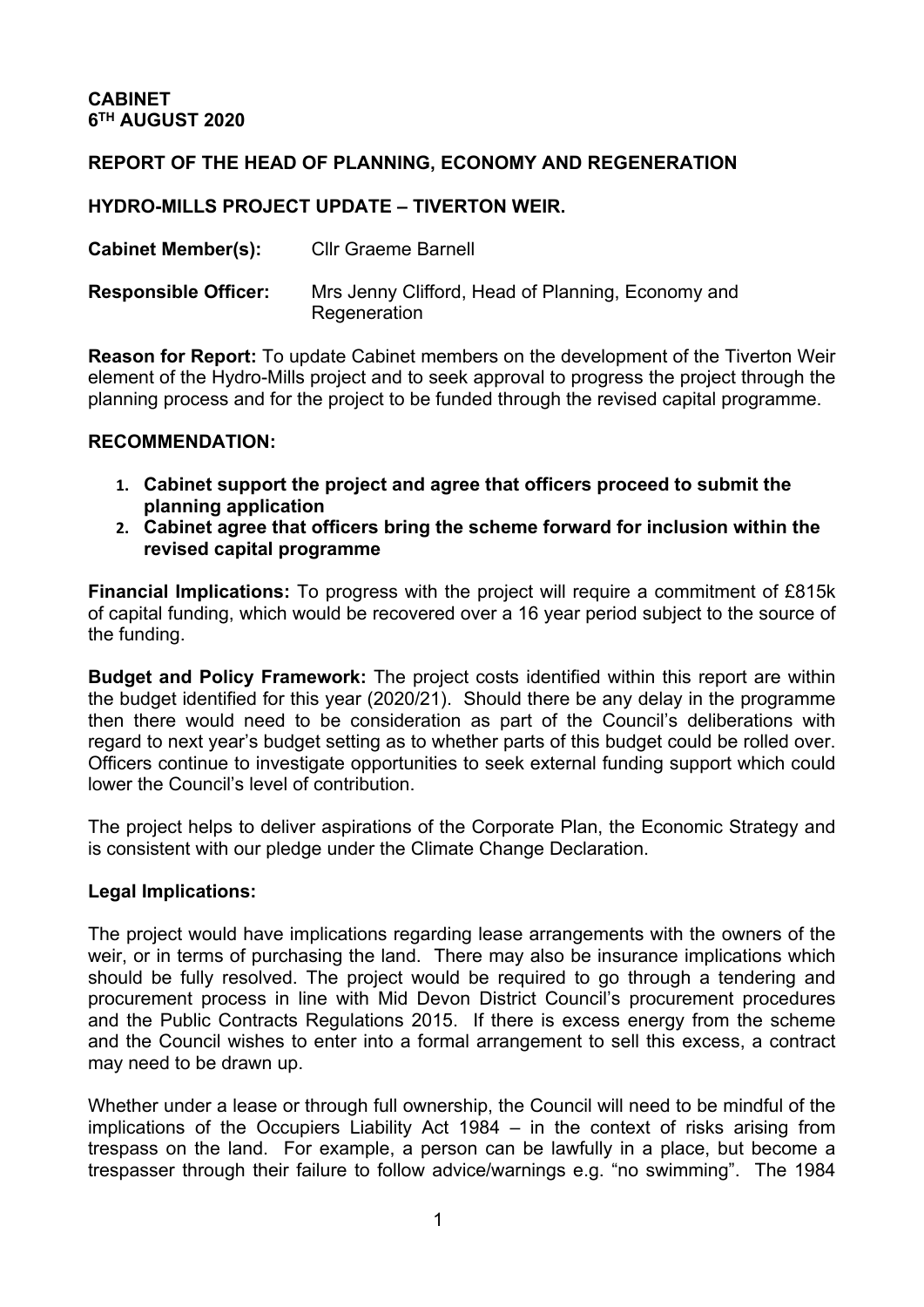**CABINET**
**6TH AUGUST 2020**

**REPORT OF THE HEAD OF PLANNING, ECONOMY AND REGENERATION**

**HYDRO-MILLS PROJECT UPDATE – TIVERTON WEIR.**

**Cabinet Member(s):** Cllr Graeme Barnell

**Responsible Officer:** Mrs Jenny Clifford, Head of Planning, Economy and Regeneration

**Reason for Report:** To update Cabinet members on the development of the Tiverton Weir element of the Hydro-Mills project and to seek approval to progress the project through the planning process and for the project to be funded through the revised capital programme.

**RECOMMENDATION:**

1. **Cabinet support the project and agree that officers proceed to submit the planning application**
2. **Cabinet agree that officers bring the scheme forward for inclusion within the revised capital programme**

**Financial Implications:** To progress with the project will require a commitment of £815k of capital funding, which would be recovered over a 16 year period subject to the source of the funding.

**Budget and Policy Framework:** The project costs identified within this report are within the budget identified for this year (2020/21). Should there be any delay in the programme then there would need to be consideration as part of the Council's deliberations with regard to next year's budget setting as to whether parts of this budget could be rolled over. Officers continue to investigate opportunities to seek external funding support which could lower the Council's level of contribution.

The project helps to deliver aspirations of the Corporate Plan, the Economic Strategy and is consistent with our pledge under the Climate Change Declaration.

**Legal Implications:**

The project would have implications regarding lease arrangements with the owners of the weir, or in terms of purchasing the land. There may also be insurance implications which should be fully resolved. The project would be required to go through a tendering and procurement process in line with Mid Devon District Council's procurement procedures and the Public Contracts Regulations 2015. If there is excess energy from the scheme and the Council wishes to enter into a formal arrangement to sell this excess, a contract may need to be drawn up.

Whether under a lease or through full ownership, the Council will need to be mindful of the implications of the Occupiers Liability Act 1984 – in the context of risks arising from trespass on the land. For example, a person can be lawfully in a place, but become a trespasser through their failure to follow advice/warnings e.g. "no swimming". The 1984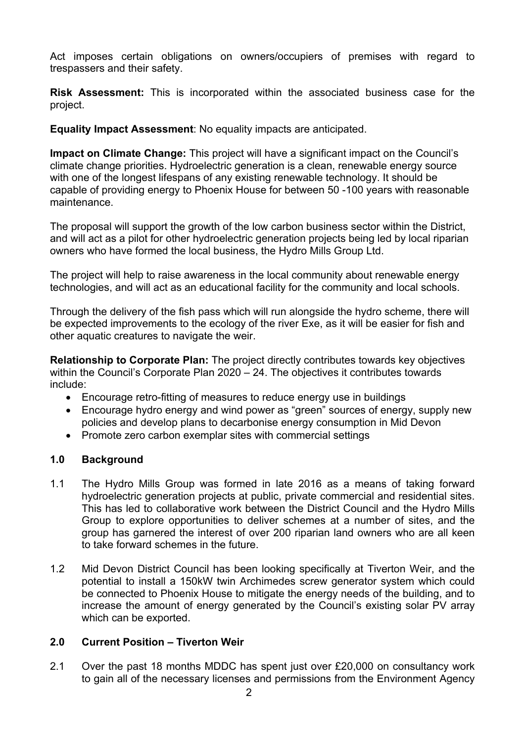Act imposes certain obligations on owners/occupiers of premises with regard to trespassers and their safety.

**Risk Assessment:** This is incorporated within the associated business case for the project.

**Equality Impact Assessment**: No equality impacts are anticipated.

**Impact on Climate Change:** This project will have a significant impact on the Council's climate change priorities. Hydroelectric generation is a clean, renewable energy source with one of the longest lifespans of any existing renewable technology. It should be capable of providing energy to Phoenix House for between 50 -100 years with reasonable maintenance.

The proposal will support the growth of the low carbon business sector within the District, and will act as a pilot for other hydroelectric generation projects being led by local riparian owners who have formed the local business, the Hydro Mills Group Ltd.

The project will help to raise awareness in the local community about renewable energy technologies, and will act as an educational facility for the community and local schools.

Through the delivery of the fish pass which will run alongside the hydro scheme, there will be expected improvements to the ecology of the river Exe, as it will be easier for fish and other aquatic creatures to navigate the weir.

**Relationship to Corporate Plan:** The project directly contributes towards key objectives within the Council's Corporate Plan 2020 – 24. The objectives it contributes towards include:

- Encourage retro-fitting of measures to reduce energy use in buildings
- Encourage hydro energy and wind power as "green" sources of energy, supply new policies and develop plans to decarbonise energy consumption in Mid Devon
- Promote zero carbon exemplar sites with commercial settings

## 1.0 Background

1.1 The Hydro Mills Group was formed in late 2016 as a means of taking forward hydroelectric generation projects at public, private commercial and residential sites. This has led to collaborative work between the District Council and the Hydro Mills Group to explore opportunities to deliver schemes at a number of sites, and the group has garnered the interest of over 200 riparian land owners who are all keen to take forward schemes in the future.

1.2 Mid Devon District Council has been looking specifically at Tiverton Weir, and the potential to install a 150kW twin Archimedes screw generator system which could be connected to Phoenix House to mitigate the energy needs of the building, and to increase the amount of energy generated by the Council's existing solar PV array which can be exported.

## 2.0 Current Position – Tiverton Weir

2.1 Over the past 18 months MDDC has spent just over £20,000 on consultancy work to gain all of the necessary licenses and permissions from the Environment Agency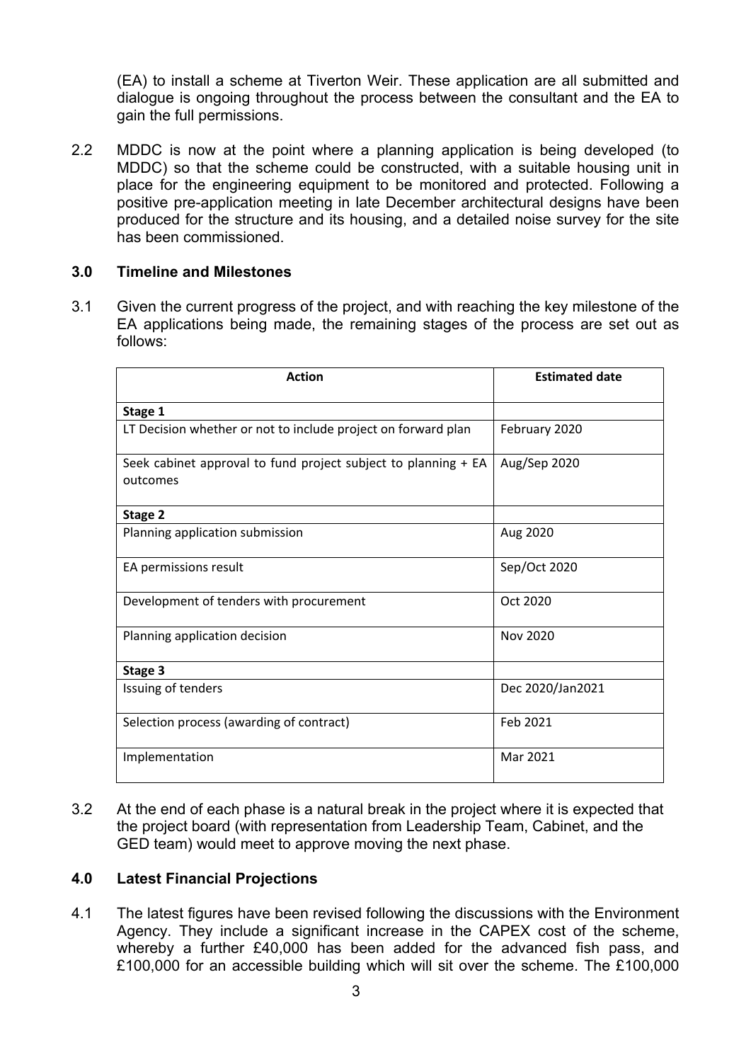(EA) to install a scheme at Tiverton Weir. These application are all submitted and dialogue is ongoing throughout the process between the consultant and the EA to gain the full permissions.

2.2 MDDC is now at the point where a planning application is being developed (to MDDC) so that the scheme could be constructed, with a suitable housing unit in place for the engineering equipment to be monitored and protected. Following a positive pre-application meeting in late December architectural designs have been produced for the structure and its housing, and a detailed noise survey for the site has been commissioned.

## 3.0 Timeline and Milestones

3.1 Given the current progress of the project, and with reaching the key milestone of the EA applications being made, the remaining stages of the process are set out as follows:

| Action | Estimated date |
|---|---|
| **Stage 1** | |
| LT Decision whether or not to include project on forward plan | February 2020 |
| Seek cabinet approval to fund project subject to planning + EA outcomes | Aug/Sep 2020 |
| **Stage 2** | |
| Planning application submission | Aug 2020 |
| EA permissions result | Sep/Oct 2020 |
| Development of tenders with procurement | Oct 2020 |
| Planning application decision | Nov 2020 |
| **Stage 3** | |
| Issuing of tenders | Dec 2020/Jan2021 |
| Selection process (awarding of contract) | Feb 2021 |
| Implementation | Mar 2021 |

3.2 At the end of each phase is a natural break in the project where it is expected that the project board (with representation from Leadership Team, Cabinet, and the GED team) would meet to approve moving the next phase.

## 4.0 Latest Financial Projections

4.1 The latest figures have been revised following the discussions with the Environment Agency. They include a significant increase in the CAPEX cost of the scheme, whereby a further £40,000 has been added for the advanced fish pass, and £100,000 for an accessible building which will sit over the scheme. The £100,000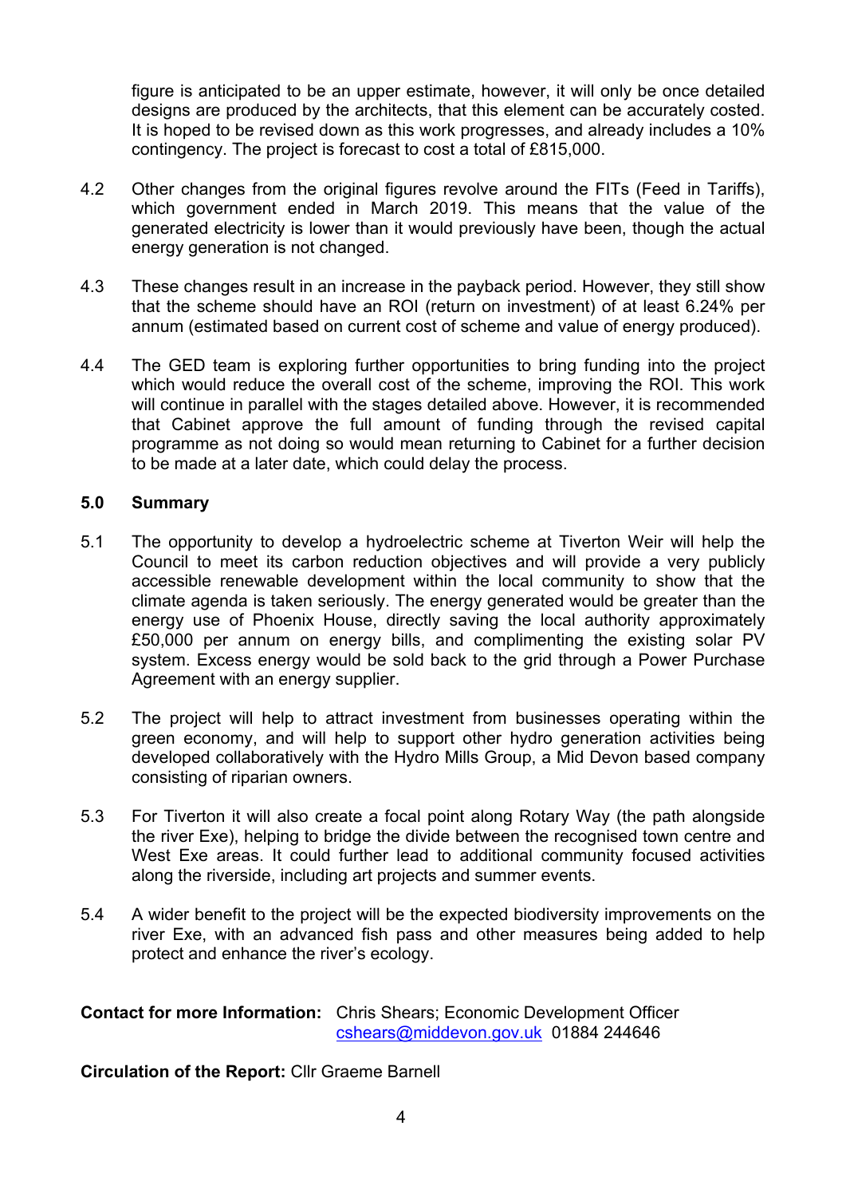figure is anticipated to be an upper estimate, however, it will only be once detailed designs are produced by the architects, that this element can be accurately costed. It is hoped to be revised down as this work progresses, and already includes a 10% contingency. The project is forecast to cost a total of £815,000.

4.2 Other changes from the original figures revolve around the FITs (Feed in Tariffs), which government ended in March 2019. This means that the value of the generated electricity is lower than it would previously have been, though the actual energy generation is not changed.

4.3 These changes result in an increase in the payback period. However, they still show that the scheme should have an ROI (return on investment) of at least 6.24% per annum (estimated based on current cost of scheme and value of energy produced).

4.4 The GED team is exploring further opportunities to bring funding into the project which would reduce the overall cost of the scheme, improving the ROI. This work will continue in parallel with the stages detailed above. However, it is recommended that Cabinet approve the full amount of funding through the revised capital programme as not doing so would mean returning to Cabinet for a further decision to be made at a later date, which could delay the process.

## 5.0 Summary

5.1 The opportunity to develop a hydroelectric scheme at Tiverton Weir will help the Council to meet its carbon reduction objectives and will provide a very publicly accessible renewable development within the local community to show that the climate agenda is taken seriously. The energy generated would be greater than the energy use of Phoenix House, directly saving the local authority approximately £50,000 per annum on energy bills, and complimenting the existing solar PV system. Excess energy would be sold back to the grid through a Power Purchase Agreement with an energy supplier.

5.2 The project will help to attract investment from businesses operating within the green economy, and will help to support other hydro generation activities being developed collaboratively with the Hydro Mills Group, a Mid Devon based company consisting of riparian owners.

5.3 For Tiverton it will also create a focal point along Rotary Way (the path alongside the river Exe), helping to bridge the divide between the recognised town centre and West Exe areas. It could further lead to additional community focused activities along the riverside, including art projects and summer events.

5.4 A wider benefit to the project will be the expected biodiversity improvements on the river Exe, with an advanced fish pass and other measures being added to help protect and enhance the river's ecology.

**Contact for more Information:** Chris Shears; Economic Development Officer
cshears@middevon.gov.uk 01884 244646

**Circulation of the Report:** Cllr Graeme Barnell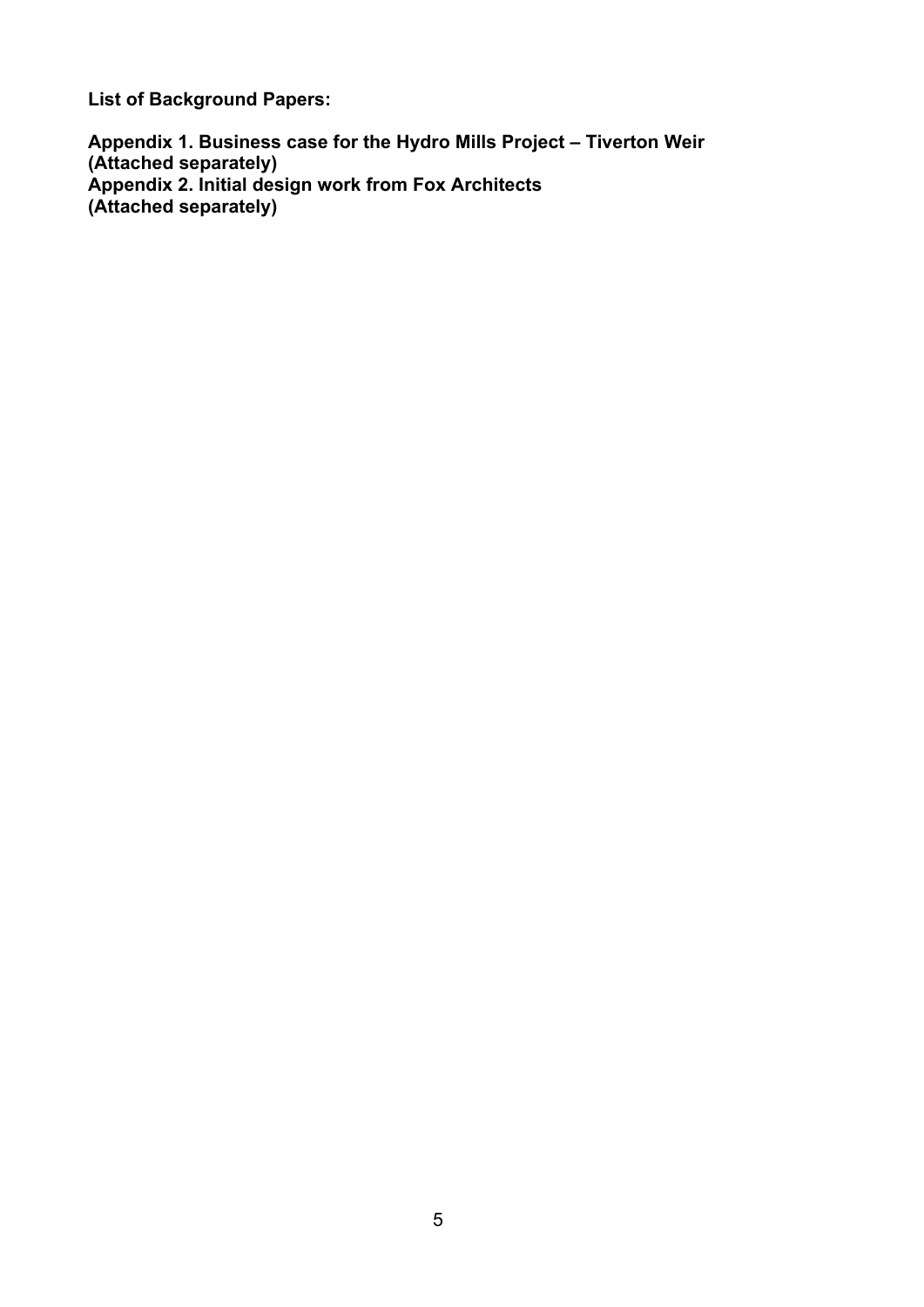**List of Background Papers:**

**Appendix 1. Business case for the Hydro Mills Project – Tiverton Weir**
**(Attached separately)**
**Appendix 2. Initial design work from Fox Architects**
**(Attached separately)**